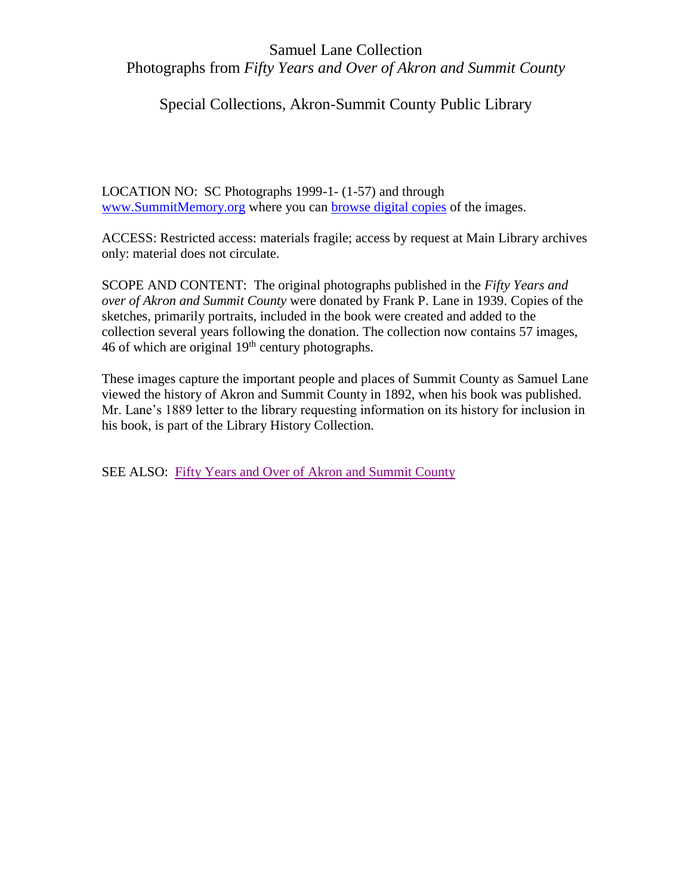# Samuel Lane Collection

## Photographs from *Fifty Years and Over of Akron and Summit County*

## Special Collections, Akron-Summit County Public Library

LOCATION NO: SC Photographs 1999-1- (1-57) and through www.SummitMemory.org where you can browse digital copies of the images.

ACCESS: Restricted access: materials fragile; access by request at Main Library archives only: material does not circulate.

SCOPE AND CONTENT: The original photographs published in the *Fifty Years and over of Akron and Summit County* were donated by Frank P. Lane in 1939. Copies of the sketches, primarily portraits, included in the book were created and added to the collection several years following the donation. The collection now contains 57 images, 46 of which are original 19th century photographs.

These images capture the important people and places of Summit County as Samuel Lane viewed the history of Akron and Summit County in 1892, when his book was published. Mr. Lane's 1889 letter to the library requesting information on its history for inclusion in his book, is part of the Library History Collection.

SEE ALSO: Fifty Years and Over of Akron and Summit County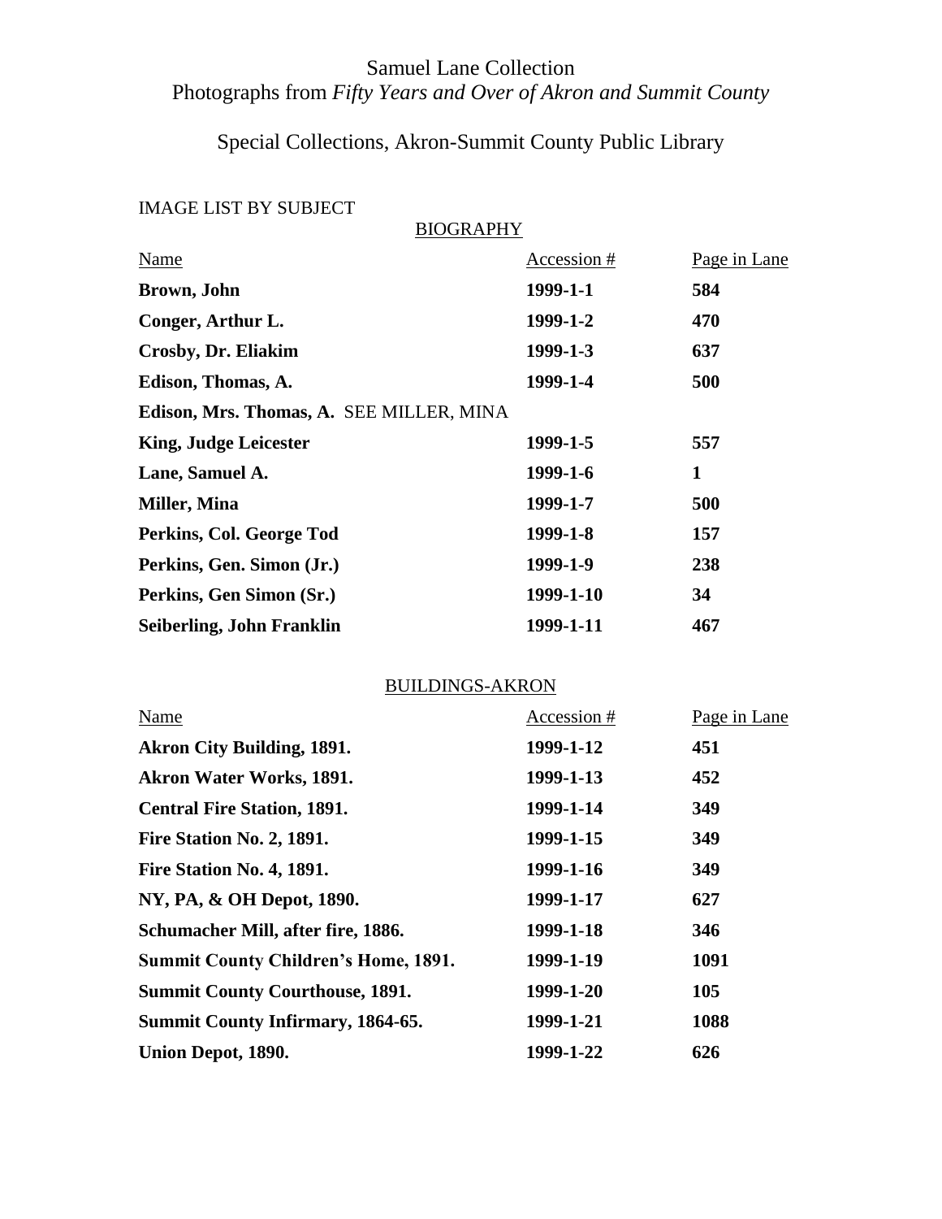Samuel Lane Collection
Photographs from *Fifty Years and Over of Akron and Summit County*

Special Collections, Akron-Summit County Public Library

IMAGE LIST BY SUBJECT

BIOGRAPHY

| Name | Accession # | Page in Lane |
|---|---|---|
| **Brown, John** | **1999-1-1** | **584** |
| **Conger, Arthur L.** | **1999-1-2** | **470** |
| **Crosby, Dr. Eliakim** | **1999-1-3** | **637** |
| **Edison, Thomas, A.** | **1999-1-4** | **500** |
| **Edison, Mrs. Thomas, A.** SEE MILLER, MINA | | |
| **King, Judge Leicester** | **1999-1-5** | **557** |
| **Lane, Samuel A.** | **1999-1-6** | **1** |
| **Miller, Mina** | **1999-1-7** | **500** |
| **Perkins, Col. George Tod** | **1999-1-8** | **157** |
| **Perkins, Gen. Simon (Jr.)** | **1999-1-9** | **238** |
| **Perkins, Gen Simon (Sr.)** | **1999-1-10** | **34** |
| **Seiberling, John Franklin** | **1999-1-11** | **467** |

BUILDINGS-AKRON

| Name | Accession # | Page in Lane |
|---|---|---|
| **Akron City Building, 1891.** | **1999-1-12** | **451** |
| **Akron Water Works, 1891.** | **1999-1-13** | **452** |
| **Central Fire Station, 1891.** | **1999-1-14** | **349** |
| **Fire Station No. 2, 1891.** | **1999-1-15** | **349** |
| **Fire Station No. 4, 1891.** | **1999-1-16** | **349** |
| **NY, PA, & OH Depot, 1890.** | **1999-1-17** | **627** |
| **Schumacher Mill, after fire, 1886.** | **1999-1-18** | **346** |
| **Summit County Children's Home, 1891.** | **1999-1-19** | **1091** |
| **Summit County Courthouse, 1891.** | **1999-1-20** | **105** |
| **Summit County Infirmary, 1864-65.** | **1999-1-21** | **1088** |
| **Union Depot, 1890.** | **1999-1-22** | **626** |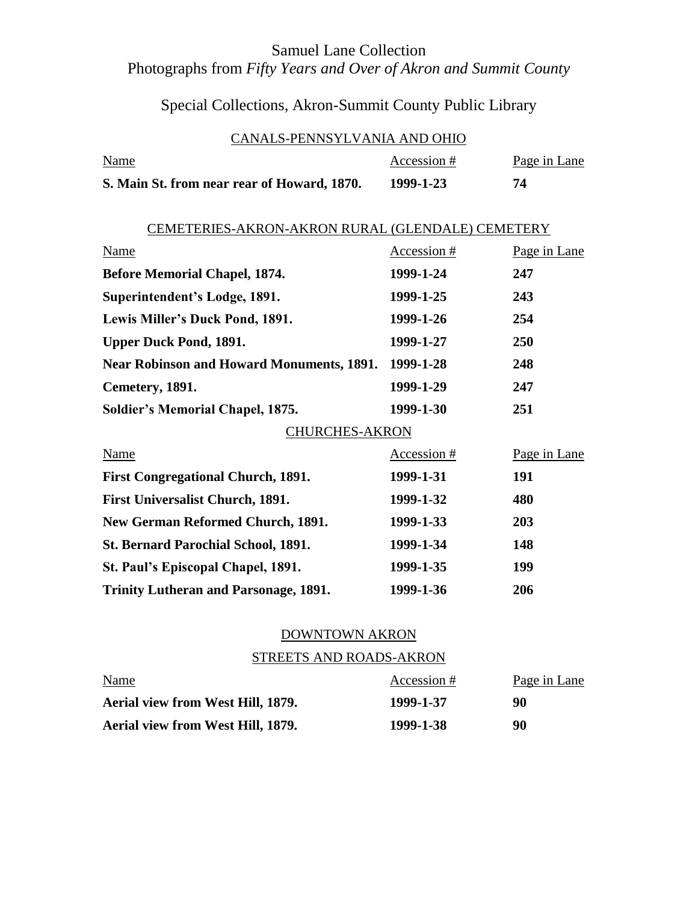# Samuel Lane Collection
## Photographs from *Fifty Years and Over of Akron and Summit County*

## Special Collections, Akron-Summit County Public Library

### CANALS-PENNSYLVANIA AND OHIO

| Name | Accession # | Page in Lane |
|---|---|---|
| **S. Main St. from near rear of Howard, 1870.** | **1999-1-23** | **74** |

### CEMETERIES-AKRON-AKRON RURAL (GLENDALE) CEMETERY

| Name | Accession # | Page in Lane |
|---|---|---|
| **Before Memorial Chapel, 1874.** | **1999-1-24** | **247** |
| **Superintendent's Lodge, 1891.** | **1999-1-25** | **243** |
| **Lewis Miller's Duck Pond, 1891.** | **1999-1-26** | **254** |
| **Upper Duck Pond, 1891.** | **1999-1-27** | **250** |
| **Near Robinson and Howard Monuments, 1891.** | **1999-1-28** | **248** |
| **Cemetery, 1891.** | **1999-1-29** | **247** |
| **Soldier's Memorial Chapel, 1875.** | **1999-1-30** | **251** |

### CHURCHES-AKRON

| Name | Accession # | Page in Lane |
|---|---|---|
| **First Congregational Church, 1891.** | **1999-1-31** | **191** |
| **First Universalist Church, 1891.** | **1999-1-32** | **480** |
| **New German Reformed Church, 1891.** | **1999-1-33** | **203** |
| **St. Bernard Parochial School, 1891.** | **1999-1-34** | **148** |
| **St. Paul's Episcopal Chapel, 1891.** | **1999-1-35** | **199** |
| **Trinity Lutheran and Parsonage, 1891.** | **1999-1-36** | **206** |

### DOWNTOWN AKRON

### STREETS AND ROADS-AKRON

| Name | Accession # | Page in Lane |
|---|---|---|
| **Aerial view from West Hill, 1879.** | **1999-1-37** | **90** |
| **Aerial view from West Hill, 1879.** | **1999-1-38** | **90** |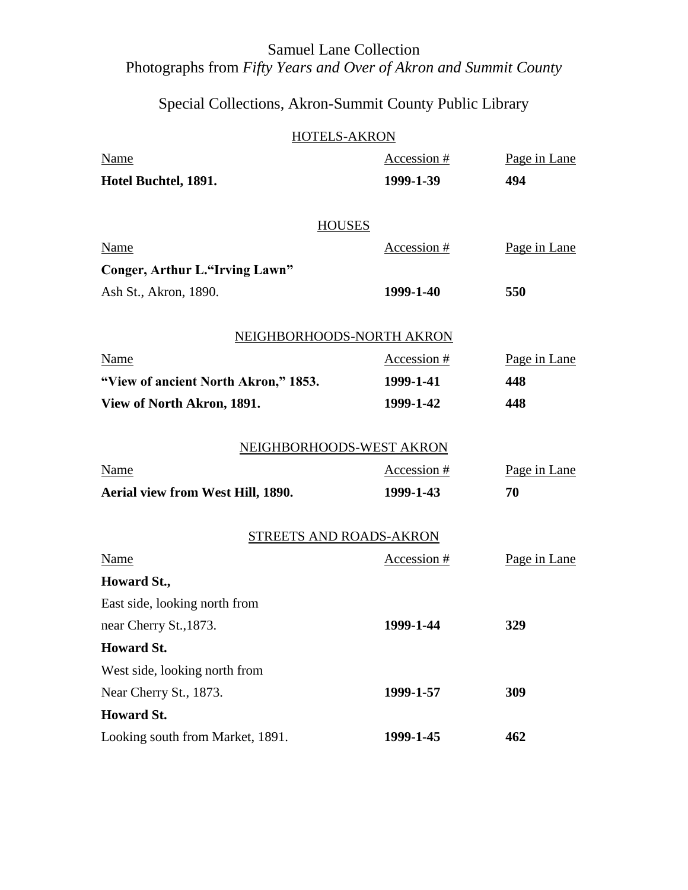Samuel Lane Collection
Photographs from *Fifty Years and Over of Akron and Summit County*

Special Collections, Akron-Summit County Public Library

## HOTELS-AKRON

| Name | Accession # | Page in Lane |
|---|---|---|
| **Hotel Buchtel, 1891.** | **1999-1-39** | **494** |

## HOUSES

| Name | Accession # | Page in Lane |
|---|---|---|
| **Conger, Arthur L."Irving Lawn"** Ash St., Akron, 1890. | **1999-1-40** | **550** |

## NEIGHBORHOODS-NORTH AKRON

| Name | Accession # | Page in Lane |
|---|---|---|
| **"View of ancient North Akron," 1853.** | **1999-1-41** | **448** |
| **View of North Akron, 1891.** | **1999-1-42** | **448** |

## NEIGHBORHOODS-WEST AKRON

| Name | Accession # | Page in Lane |
|---|---|---|
| **Aerial view from West Hill, 1890.** | **1999-1-43** | **70** |

## STREETS AND ROADS-AKRON

| Name | Accession # | Page in Lane |
|---|---|---|
| **Howard St.,** East side, looking north from near Cherry St.,1873. | **1999-1-44** | **329** |
| **Howard St.** West side, looking north from Near Cherry St., 1873. | **1999-1-57** | **309** |
| **Howard St.** Looking south from Market, 1891. | **1999-1-45** | **462** |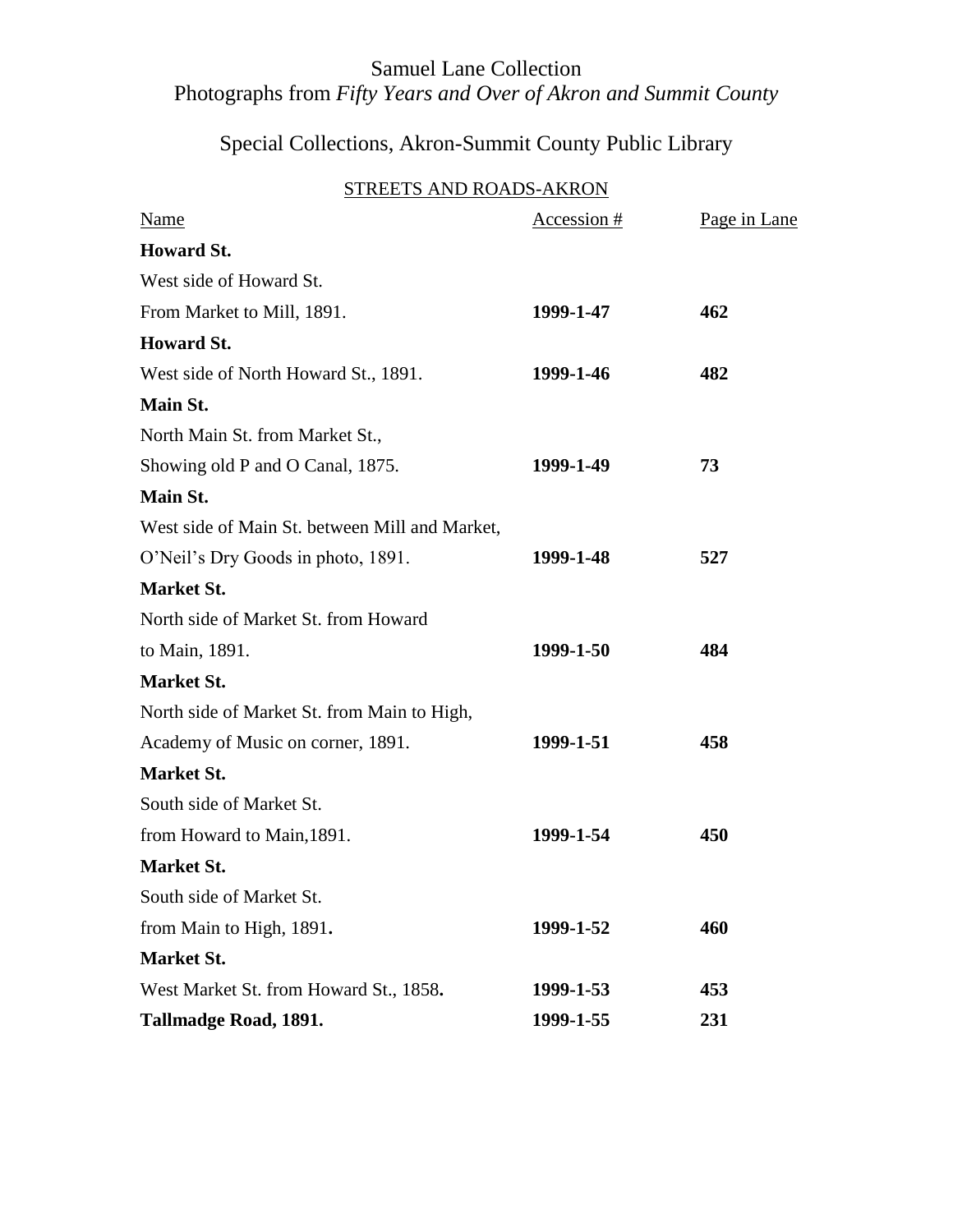Samuel Lane Collection
Photographs from *Fifty Years and Over of Akron and Summit County*

Special Collections, Akron-Summit County Public Library

STREETS AND ROADS-AKRON

| Name | Accession # | Page in Lane |
|---|---|---|
| **Howard St.** | | |
| West side of Howard St. From Market to Mill, 1891. | **1999-1-47** | **462** |
| **Howard St.** | | |
| West side of North Howard St., 1891. | **1999-1-46** | **482** |
| **Main St.** | | |
| North Main St. from Market St., Showing old P and O Canal, 1875. | **1999-1-49** | **73** |
| **Main St.** | | |
| West side of Main St. between Mill and Market, O'Neil's Dry Goods in photo, 1891. | **1999-1-48** | **527** |
| **Market St.** | | |
| North side of Market St. from Howard to Main, 1891. | **1999-1-50** | **484** |
| **Market St.** | | |
| North side of Market St. from Main to High, Academy of Music on corner, 1891. | **1999-1-51** | **458** |
| **Market St.** | | |
| South side of Market St. from Howard to Main,1891. | **1999-1-54** | **450** |
| **Market St.** | | |
| South side of Market St. from Main to High, 1891**.** | **1999-1-52** | **460** |
| **Market St.** | | |
| West Market St. from Howard St., 1858**.** | **1999-1-53** | **453** |
| **Tallmadge Road, 1891.** | **1999-1-55** | **231** |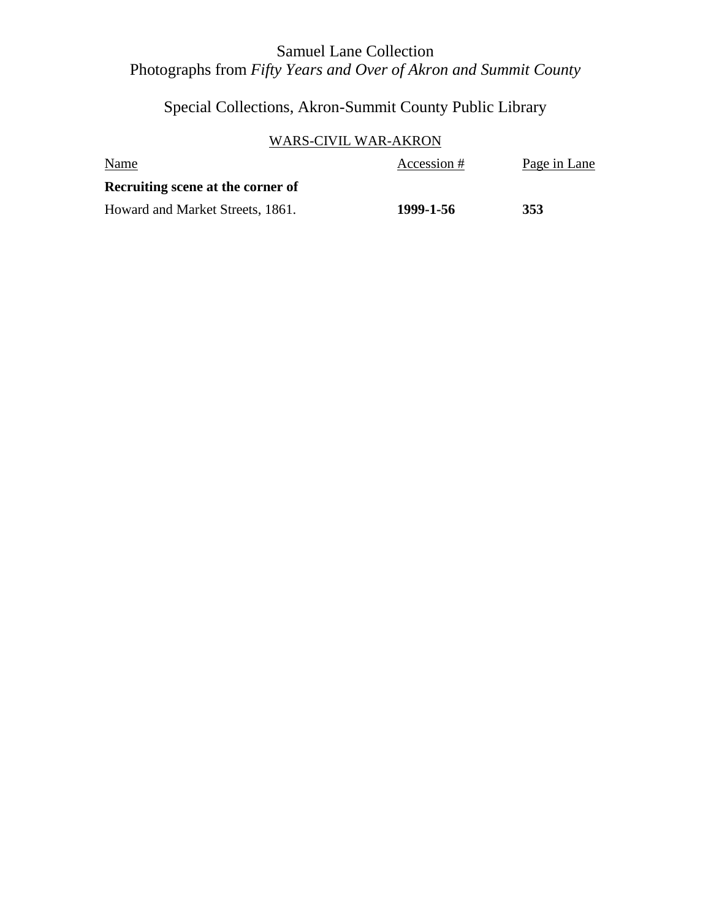Samuel Lane Collection
Photographs from *Fifty Years and Over of Akron and Summit County*

Special Collections, Akron-Summit County Public Library

WARS-CIVIL WAR-AKRON

| Name | Accession # | Page in Lane |
|---|---|---|
| **Recruiting scene at the corner of** Howard and Market Streets, 1861. | **1999-1-56** | **353** |